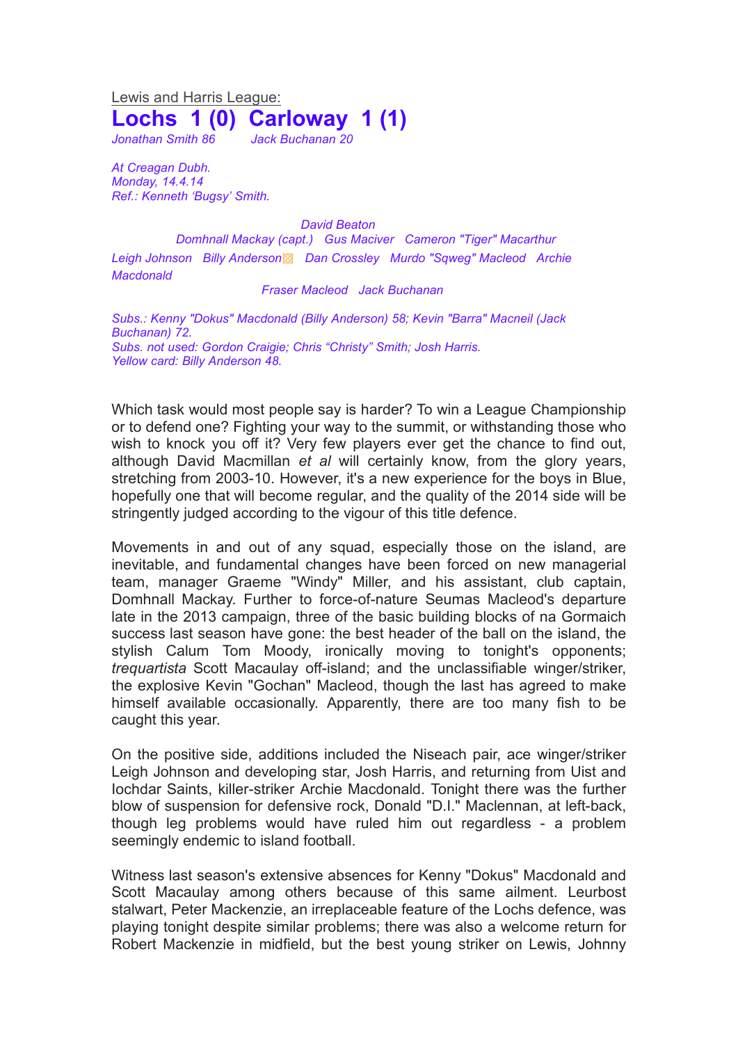Lewis and Harris League:

# Lochs 1 (0) Carloway 1 (1)

*Jonathan Smith 86* *Jack Buchanan 20*

*At Creagan Dubh.*
*Monday, 14.4.14*
*Ref.: Kenneth 'Bugsy' Smith.*

*David Beaton*

*Domhnall Mackay (capt.) Gus Maciver Cameron "Tiger" Macarthur*

*Leigh Johnson Billy Anderson▧ Dan Crossley Murdo "Sqweg" Macleod Archie Macdonald*

*Fraser Macleod Jack Buchanan*

*Subs.: Kenny "Dokus" Macdonald (Billy Anderson) 58; Kevin "Barra" Macneil (Jack Buchanan) 72.*
*Subs. not used: Gordon Craigie; Chris "Christy" Smith; Josh Harris.*
*Yellow card: Billy Anderson 48.*

Which task would most people say is harder? To win a League Championship or to defend one? Fighting your way to the summit, or withstanding those who wish to knock you off it? Very few players ever get the chance to find out, although David Macmillan *et al* will certainly know, from the glory years, stretching from 2003-10. However, it's a new experience for the boys in Blue, hopefully one that will become regular, and the quality of the 2014 side will be stringently judged according to the vigour of this title defence.

Movements in and out of any squad, especially those on the island, are inevitable, and fundamental changes have been forced on new managerial team, manager Graeme "Windy" Miller, and his assistant, club captain, Domhnall Mackay. Further to force-of-nature Seumas Macleod's departure late in the 2013 campaign, three of the basic building blocks of na Gormaich success last season have gone: the best header of the ball on the island, the stylish Calum Tom Moody, ironically moving to tonight's opponents; *trequartista* Scott Macaulay off-island; and the unclassifiable winger/striker, the explosive Kevin "Gochan" Macleod, though the last has agreed to make himself available occasionally. Apparently, there are too many fish to be caught this year.

On the positive side, additions included the Niseach pair, ace winger/striker Leigh Johnson and developing star, Josh Harris, and returning from Uist and Iochdar Saints, killer-striker Archie Macdonald. Tonight there was the further blow of suspension for defensive rock, Donald "D.I." Maclennan, at left-back, though leg problems would have ruled him out regardless - a problem seemingly endemic to island football.

Witness last season's extensive absences for Kenny "Dokus" Macdonald and Scott Macaulay among others because of this same ailment. Leurbost stalwart, Peter Mackenzie, an irreplaceable feature of the Lochs defence, was playing tonight despite similar problems; there was also a welcome return for Robert Mackenzie in midfield, but the best young striker on Lewis, Johnny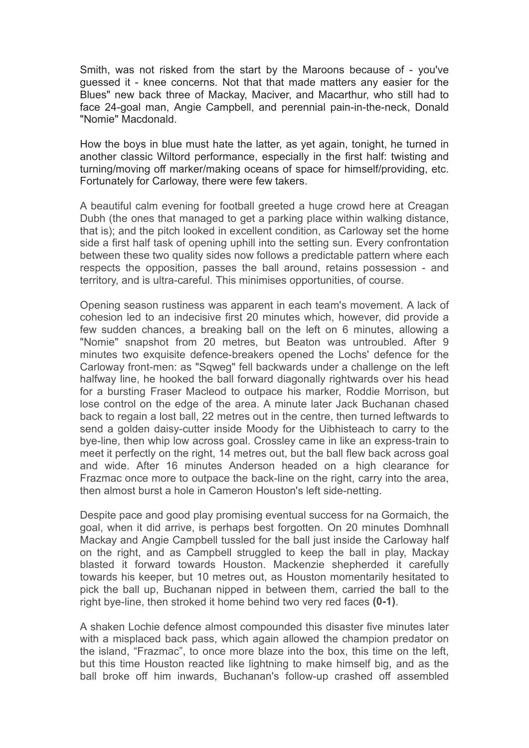Smith, was not risked from the start by the Maroons because of - you've guessed it - knee concerns. Not that that made matters any easier for the Blues" new back three of Mackay, Maciver, and Macarthur, who still had to face 24-goal man, Angie Campbell, and perennial pain-in-the-neck, Donald "Nomie" Macdonald.

How the boys in blue must hate the latter, as yet again, tonight, he turned in another classic Wiltord performance, especially in the first half: twisting and turning/moving off marker/making oceans of space for himself/providing, etc. Fortunately for Carloway, there were few takers.

A beautiful calm evening for football greeted a huge crowd here at Creagan Dubh (the ones that managed to get a parking place within walking distance, that is); and the pitch looked in excellent condition, as Carloway set the home side a first half task of opening uphill into the setting sun. Every confrontation between these two quality sides now follows a predictable pattern where each respects the opposition, passes the ball around, retains possession - and territory, and is ultra-careful. This minimises opportunities, of course.

Opening season rustiness was apparent in each team's movement. A lack of cohesion led to an indecisive first 20 minutes which, however, did provide a few sudden chances, a breaking ball on the left on 6 minutes, allowing a "Nomie" snapshot from 20 metres, but Beaton was untroubled. After 9 minutes two exquisite defence-breakers opened the Lochs' defence for the Carloway front-men: as "Sqweg" fell backwards under a challenge on the left halfway line, he hooked the ball forward diagonally rightwards over his head for a bursting Fraser Macleod to outpace his marker, Roddie Morrison, but lose control on the edge of the area. A minute later Jack Buchanan chased back to regain a lost ball, 22 metres out in the centre, then turned leftwards to send a golden daisy-cutter inside Moody for the Uibhisteach to carry to the bye-line, then whip low across goal. Crossley came in like an express-train to meet it perfectly on the right, 14 metres out, but the ball flew back across goal and wide. After 16 minutes Anderson headed on a high clearance for Frazmac once more to outpace the back-line on the right, carry into the area, then almost burst a hole in Cameron Houston's left side-netting.

Despite pace and good play promising eventual success for na Gormaich, the goal, when it did arrive, is perhaps best forgotten. On 20 minutes Domhnall Mackay and Angie Campbell tussled for the ball just inside the Carloway half on the right, and as Campbell struggled to keep the ball in play, Mackay blasted it forward towards Houston. Mackenzie shepherded it carefully towards his keeper, but 10 metres out, as Houston momentarily hesitated to pick the ball up, Buchanan nipped in between them, carried the ball to the right bye-line, then stroked it home behind two very red faces **(0-1)**.

A shaken Lochie defence almost compounded this disaster five minutes later with a misplaced back pass, which again allowed the champion predator on the island, "Frazmac", to once more blaze into the box, this time on the left, but this time Houston reacted like lightning to make himself big, and as the ball broke off him inwards, Buchanan's follow-up crashed off assembled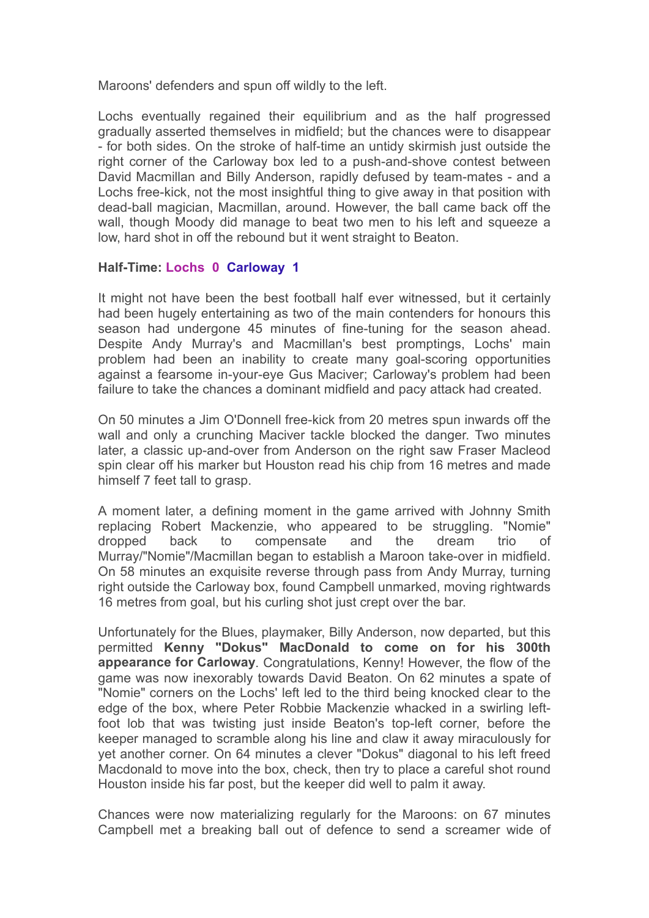Maroons' defenders and spun off wildly to the left.

Lochs eventually regained their equilibrium and as the half progressed gradually asserted themselves in midfield; but the chances were to disappear - for both sides. On the stroke of half-time an untidy skirmish just outside the right corner of the Carloway box led to a push-and-shove contest between David Macmillan and Billy Anderson, rapidly defused by team-mates - and a Lochs free-kick, not the most insightful thing to give away in that position with dead-ball magician, Macmillan, around. However, the ball came back off the wall, though Moody did manage to beat two men to his left and squeeze a low, hard shot in off the rebound but it went straight to Beaton.

**Half-Time: Lochs 0 Carloway 1**

It might not have been the best football half ever witnessed, but it certainly had been hugely entertaining as two of the main contenders for honours this season had undergone 45 minutes of fine-tuning for the season ahead. Despite Andy Murray's and Macmillan's best promptings, Lochs' main problem had been an inability to create many goal-scoring opportunities against a fearsome in-your-eye Gus Maciver; Carloway's problem had been failure to take the chances a dominant midfield and pacy attack had created.

On 50 minutes a Jim O'Donnell free-kick from 20 metres spun inwards off the wall and only a crunching Maciver tackle blocked the danger. Two minutes later, a classic up-and-over from Anderson on the right saw Fraser Macleod spin clear off his marker but Houston read his chip from 16 metres and made himself 7 feet tall to grasp.

A moment later, a defining moment in the game arrived with Johnny Smith replacing Robert Mackenzie, who appeared to be struggling. "Nomie" dropped back to compensate and the dream trio of Murray/"Nomie"/Macmillan began to establish a Maroon take-over in midfield. On 58 minutes an exquisite reverse through pass from Andy Murray, turning right outside the Carloway box, found Campbell unmarked, moving rightwards 16 metres from goal, but his curling shot just crept over the bar.

Unfortunately for the Blues, playmaker, Billy Anderson, now departed, but this permitted **Kenny "Dokus" MacDonald to come on for his 300th appearance for Carloway**. Congratulations, Kenny! However, the flow of the game was now inexorably towards David Beaton. On 62 minutes a spate of "Nomie" corners on the Lochs' left led to the third being knocked clear to the edge of the box, where Peter Robbie Mackenzie whacked in a swirling left-foot lob that was twisting just inside Beaton's top-left corner, before the keeper managed to scramble along his line and claw it away miraculously for yet another corner. On 64 minutes a clever "Dokus" diagonal to his left freed Macdonald to move into the box, check, then try to place a careful shot round Houston inside his far post, but the keeper did well to palm it away.

Chances were now materializing regularly for the Maroons: on 67 minutes Campbell met a breaking ball out of defence to send a screamer wide of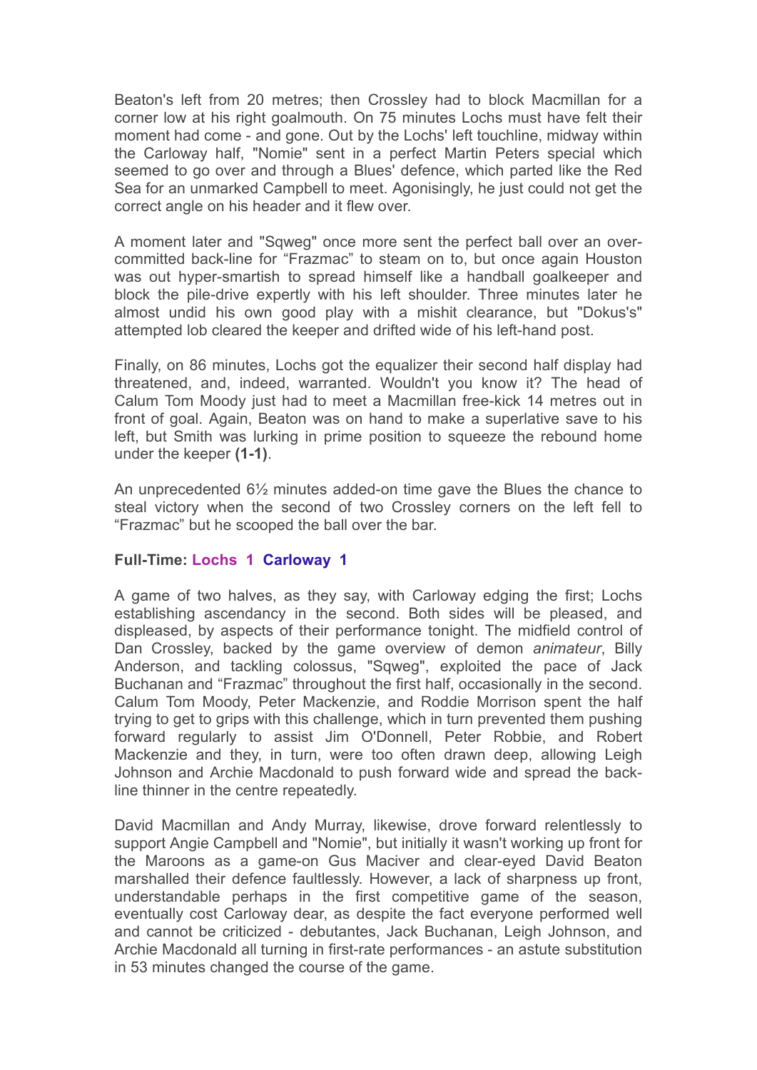Beaton's left from 20 metres; then Crossley had to block Macmillan for a corner low at his right goalmouth. On 75 minutes Lochs must have felt their moment had come - and gone. Out by the Lochs' left touchline, midway within the Carloway half, "Nomie" sent in a perfect Martin Peters special which seemed to go over and through a Blues' defence, which parted like the Red Sea for an unmarked Campbell to meet. Agonisingly, he just could not get the correct angle on his header and it flew over.

A moment later and "Sqweg" once more sent the perfect ball over an over-committed back-line for "Frazmac" to steam on to, but once again Houston was out hyper-smartish to spread himself like a handball goalkeeper and block the pile-drive expertly with his left shoulder. Three minutes later he almost undid his own good play with a mishit clearance, but "Dokus's" attempted lob cleared the keeper and drifted wide of his left-hand post.

Finally, on 86 minutes, Lochs got the equalizer their second half display had threatened, and, indeed, warranted. Wouldn't you know it? The head of Calum Tom Moody just had to meet a Macmillan free-kick 14 metres out in front of goal. Again, Beaton was on hand to make a superlative save to his left, but Smith was lurking in prime position to squeeze the rebound home under the keeper **(1-1)**.

An unprecedented 6½ minutes added-on time gave the Blues the chance to steal victory when the second of two Crossley corners on the left fell to "Frazmac" but he scooped the ball over the bar.

**Full-Time: Lochs 1 Carloway 1**

A game of two halves, as they say, with Carloway edging the first; Lochs establishing ascendancy in the second. Both sides will be pleased, and displeased, by aspects of their performance tonight. The midfield control of Dan Crossley, backed by the game overview of demon *animateur*, Billy Anderson, and tackling colossus, "Sqweg", exploited the pace of Jack Buchanan and "Frazmac" throughout the first half, occasionally in the second. Calum Tom Moody, Peter Mackenzie, and Roddie Morrison spent the half trying to get to grips with this challenge, which in turn prevented them pushing forward regularly to assist Jim O'Donnell, Peter Robbie, and Robert Mackenzie and they, in turn, were too often drawn deep, allowing Leigh Johnson and Archie Macdonald to push forward wide and spread the back-line thinner in the centre repeatedly.

David Macmillan and Andy Murray, likewise, drove forward relentlessly to support Angie Campbell and "Nomie", but initially it wasn't working up front for the Maroons as a game-on Gus Maciver and clear-eyed David Beaton marshalled their defence faultlessly. However, a lack of sharpness up front, understandable perhaps in the first competitive game of the season, eventually cost Carloway dear, as despite the fact everyone performed well and cannot be criticized - debutantes, Jack Buchanan, Leigh Johnson, and Archie Macdonald all turning in first-rate performances - an astute substitution in 53 minutes changed the course of the game.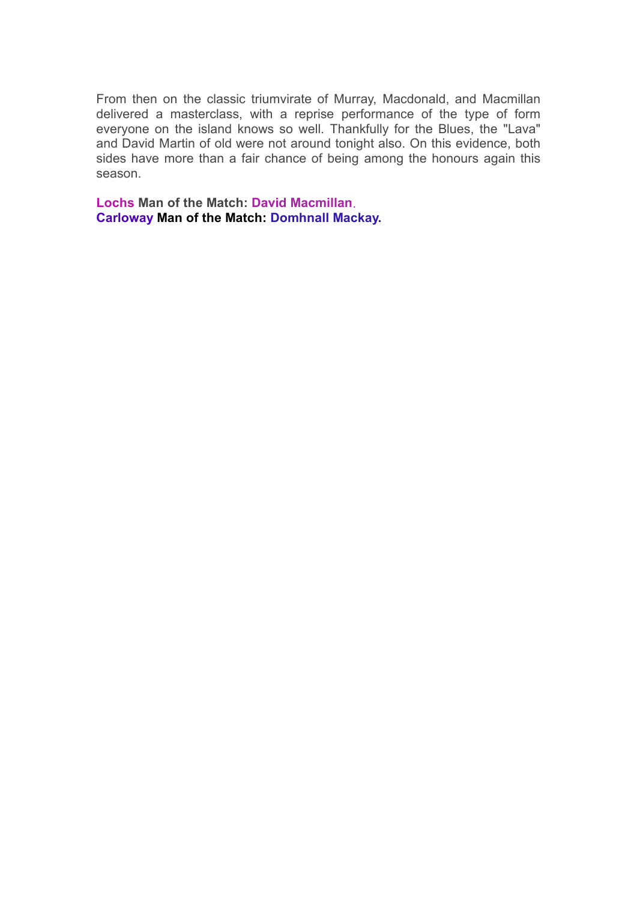From then on the classic triumvirate of Murray, Macdonald, and Macmillan delivered a masterclass, with a reprise performance of the type of form everyone on the island knows so well. Thankfully for the Blues, the "Lava" and David Martin of old were not around tonight also. On this evidence, both sides have more than a fair chance of being among the honours again this season.

**Lochs Man of the Match: David Macmillan.**
**Carloway Man of the Match: Domhnall Mackay.**